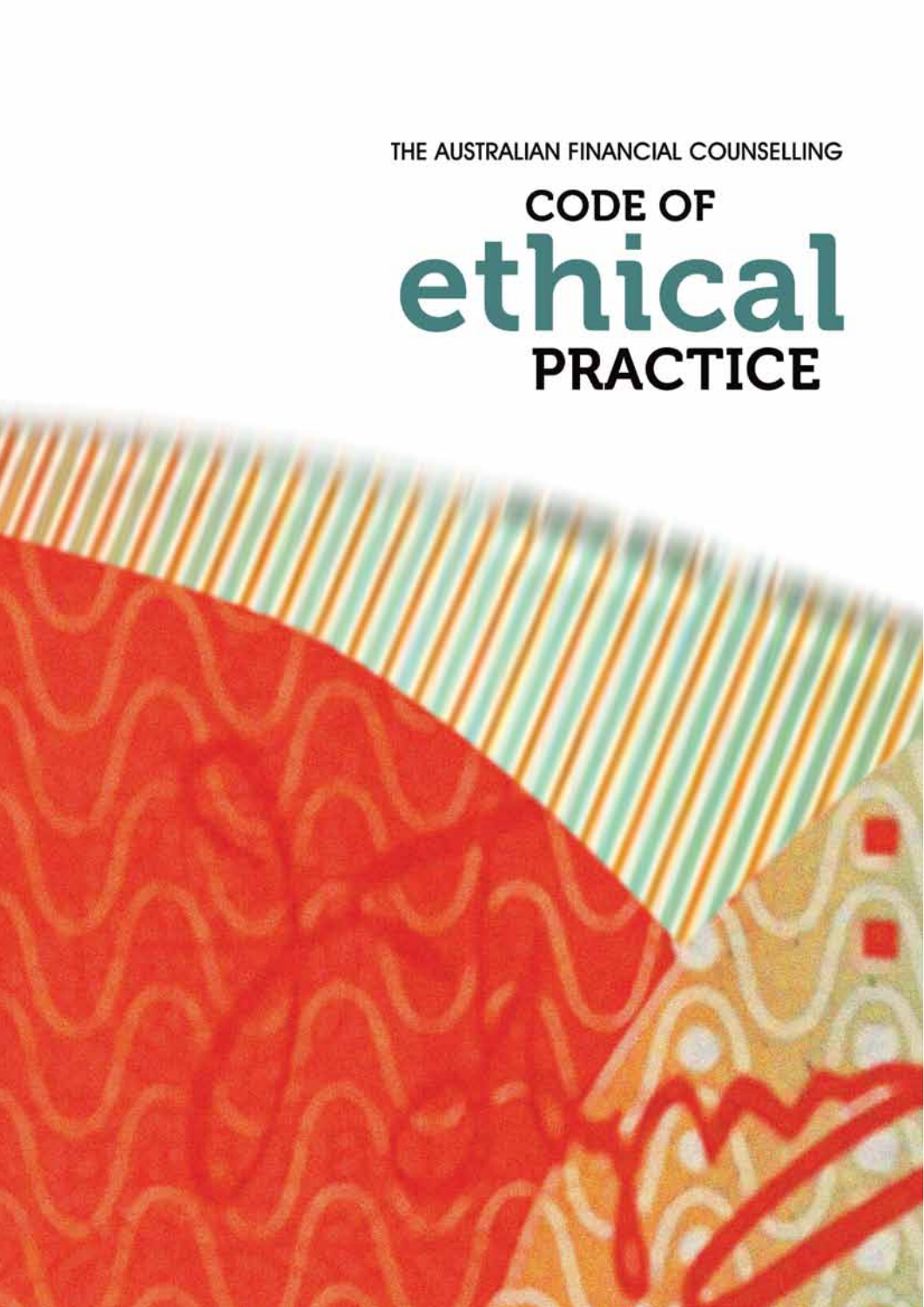THE AUSTRALIAN FINANCIAL COUNSELLING

# CODE OF ethical PRACTICE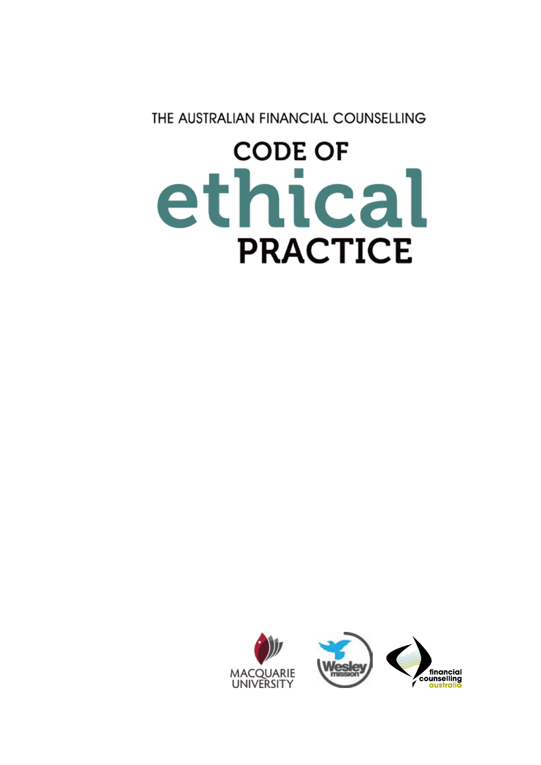THE AUSTRALIAN FINANCIAL COUNSELLING

# CODE OF ethical PRACTICE

MACQUARIE UNIVERSITY

Wesley mission

financial counselling australia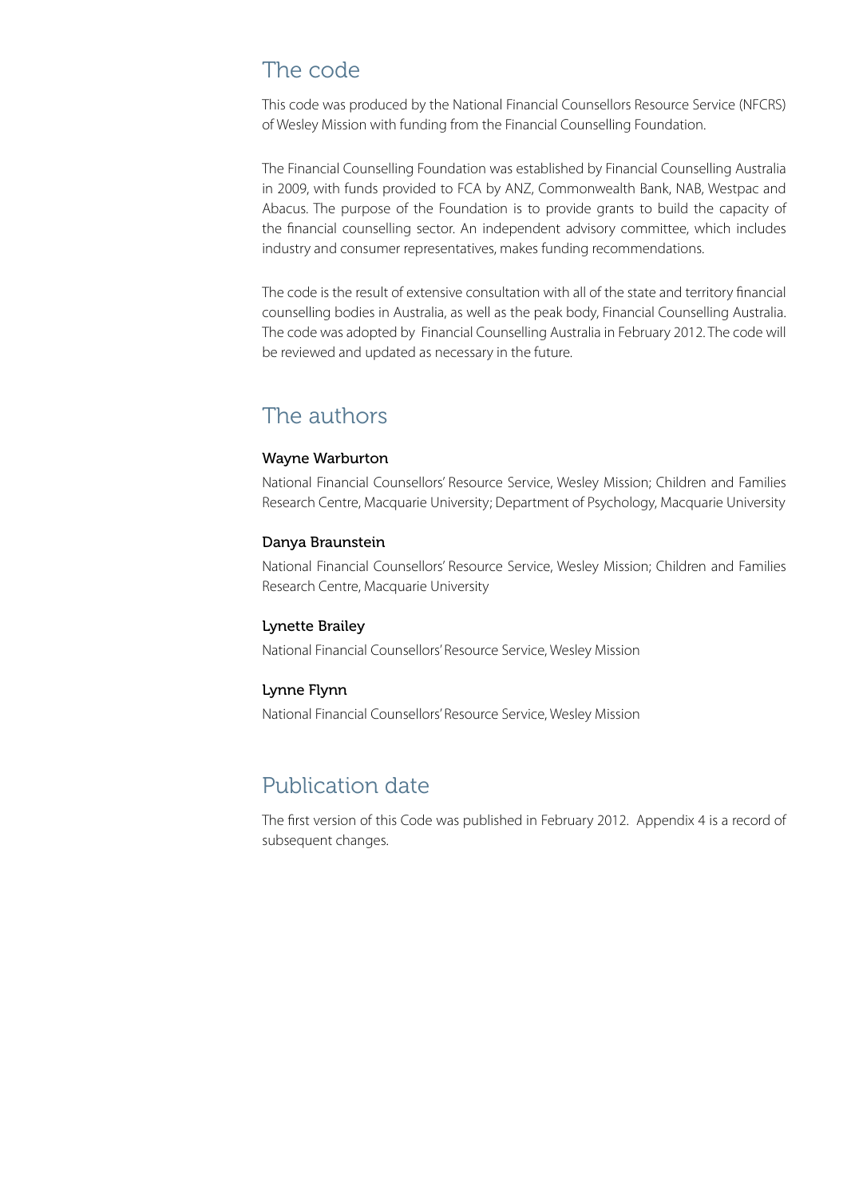## The code

This code was produced by the National Financial Counsellors Resource Service (NFCRS) of Wesley Mission with funding from the Financial Counselling Foundation.

The Financial Counselling Foundation was established by Financial Counselling Australia in 2009, with funds provided to FCA by ANZ, Commonwealth Bank, NAB, Westpac and Abacus. The purpose of the Foundation is to provide grants to build the capacity of the financial counselling sector. An independent advisory committee, which includes industry and consumer representatives, makes funding recommendations.

The code is the result of extensive consultation with all of the state and territory financial counselling bodies in Australia, as well as the peak body, Financial Counselling Australia. The code was adopted by Financial Counselling Australia in February 2012. The code will be reviewed and updated as necessary in the future.

## The authors

### Wayne Warburton

National Financial Counsellors' Resource Service, Wesley Mission; Children and Families Research Centre, Macquarie University; Department of Psychology, Macquarie University

### Danya Braunstein

National Financial Counsellors' Resource Service, Wesley Mission; Children and Families Research Centre, Macquarie University

### Lynette Brailey

National Financial Counsellors' Resource Service, Wesley Mission

### Lynne Flynn

National Financial Counsellors' Resource Service, Wesley Mission

## Publication date

The first version of this Code was published in February 2012. Appendix 4 is a record of subsequent changes.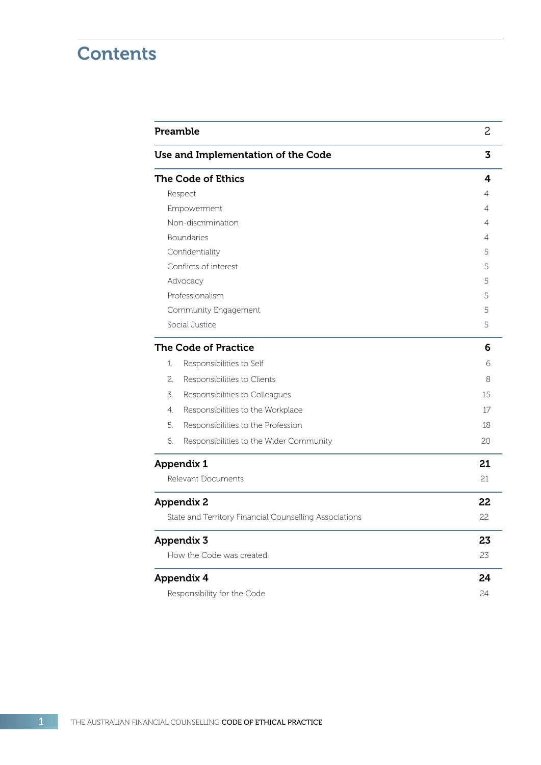# Contents

| | |
|---|---|
| **Preamble** | 2 |
| **Use and Implementation of the Code** | **3** |
| **The Code of Ethics** | **4** |
| Respect | 4 |
| Empowerment | 4 |
| Non-discrimination | 4 |
| Boundaries | 4 |
| Confidentiality | 5 |
| Conflicts of interest | 5 |
| Advocacy | 5 |
| Professionalism | 5 |
| Community Engagement | 5 |
| Social Justice | 5 |
| **The Code of Practice** | **6** |
| 1. Responsibilities to Self | 6 |
| 2. Responsibilities to Clients | 8 |
| 3. Responsibilities to Colleagues | 15 |
| 4. Responsibilities to the Workplace | 17 |
| 5. Responsibilities to the Profession | 18 |
| 6. Responsibilities to the Wider Community | 20 |
| **Appendix 1** | **21** |
| Relevant Documents | 21 |
| **Appendix 2** | **22** |
| State and Territory Financial Counselling Associations | 22 |
| **Appendix 3** | **23** |
| How the Code was created | 23 |
| **Appendix 4** | **24** |
| Responsibility for the Code | 24 |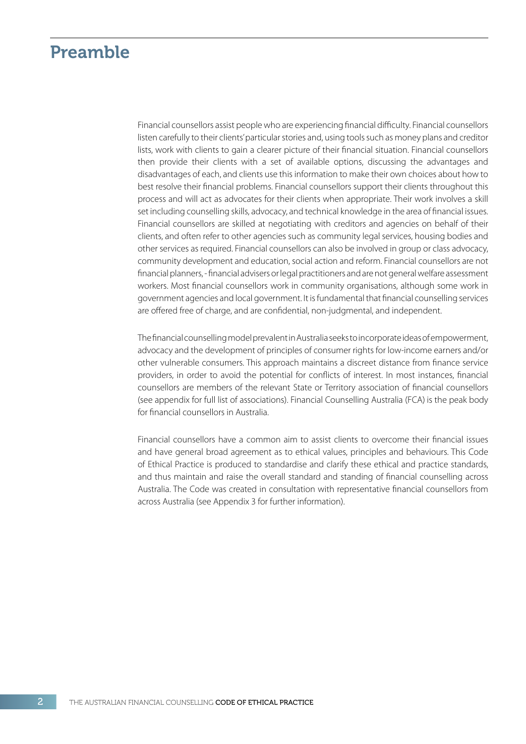# Preamble

Financial counsellors assist people who are experiencing financial difficulty. Financial counsellors listen carefully to their clients' particular stories and, using tools such as money plans and creditor lists, work with clients to gain a clearer picture of their financial situation. Financial counsellors then provide their clients with a set of available options, discussing the advantages and disadvantages of each, and clients use this information to make their own choices about how to best resolve their financial problems. Financial counsellors support their clients throughout this process and will act as advocates for their clients when appropriate. Their work involves a skill set including counselling skills, advocacy, and technical knowledge in the area of financial issues. Financial counsellors are skilled at negotiating with creditors and agencies on behalf of their clients, and often refer to other agencies such as community legal services, housing bodies and other services as required. Financial counsellors can also be involved in group or class advocacy, community development and education, social action and reform. Financial counsellors are not financial planners, - financial advisers or legal practitioners and are not general welfare assessment workers. Most financial counsellors work in community organisations, although some work in government agencies and local government. It is fundamental that financial counselling services are offered free of charge, and are confidential, non-judgmental, and independent.

The financial counselling model prevalent in Australia seeks to incorporate ideas of empowerment, advocacy and the development of principles of consumer rights for low-income earners and/or other vulnerable consumers. This approach maintains a discreet distance from finance service providers, in order to avoid the potential for conflicts of interest. In most instances, financial counsellors are members of the relevant State or Territory association of financial counsellors (see appendix for full list of associations). Financial Counselling Australia (FCA) is the peak body for financial counsellors in Australia.

Financial counsellors have a common aim to assist clients to overcome their financial issues and have general broad agreement as to ethical values, principles and behaviours. This Code of Ethical Practice is produced to standardise and clarify these ethical and practice standards, and thus maintain and raise the overall standard and standing of financial counselling across Australia. The Code was created in consultation with representative financial counsellors from across Australia (see Appendix 3 for further information).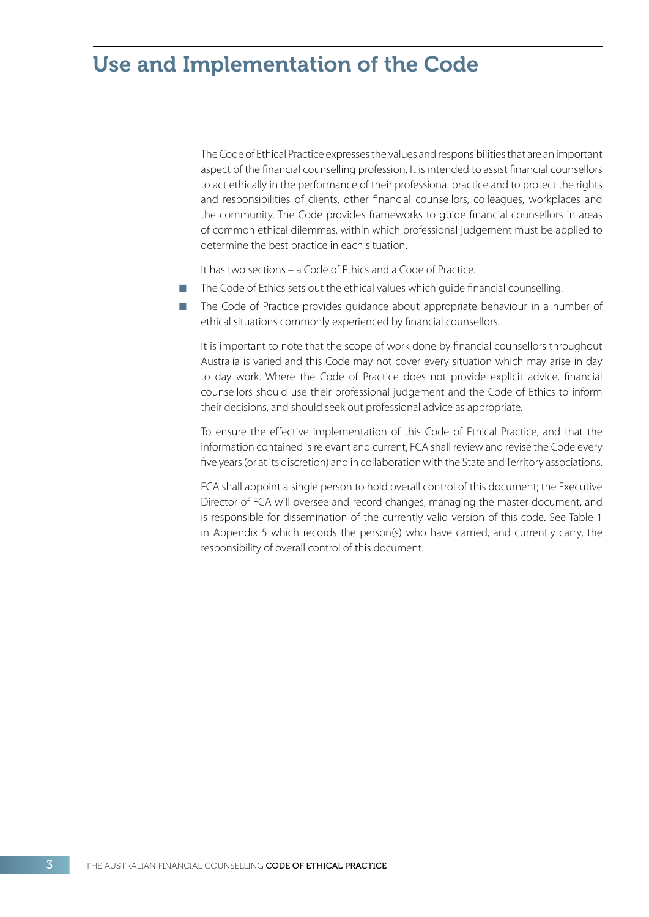# Use and Implementation of the Code

The Code of Ethical Practice expresses the values and responsibilities that are an important aspect of the financial counselling profession. It is intended to assist financial counsellors to act ethically in the performance of their professional practice and to protect the rights and responsibilities of clients, other financial counsellors, colleagues, workplaces and the community. The Code provides frameworks to guide financial counsellors in areas of common ethical dilemmas, within which professional judgement must be applied to determine the best practice in each situation.

It has two sections – a Code of Ethics and a Code of Practice.

- The Code of Ethics sets out the ethical values which guide financial counselling.
- The Code of Practice provides guidance about appropriate behaviour in a number of ethical situations commonly experienced by financial counsellors.

It is important to note that the scope of work done by financial counsellors throughout Australia is varied and this Code may not cover every situation which may arise in day to day work. Where the Code of Practice does not provide explicit advice, financial counsellors should use their professional judgement and the Code of Ethics to inform their decisions, and should seek out professional advice as appropriate.

To ensure the effective implementation of this Code of Ethical Practice, and that the information contained is relevant and current, FCA shall review and revise the Code every five years (or at its discretion) and in collaboration with the State and Territory associations.

FCA shall appoint a single person to hold overall control of this document; the Executive Director of FCA will oversee and record changes, managing the master document, and is responsible for dissemination of the currently valid version of this code. See Table 1 in Appendix 5 which records the person(s) who have carried, and currently carry, the responsibility of overall control of this document.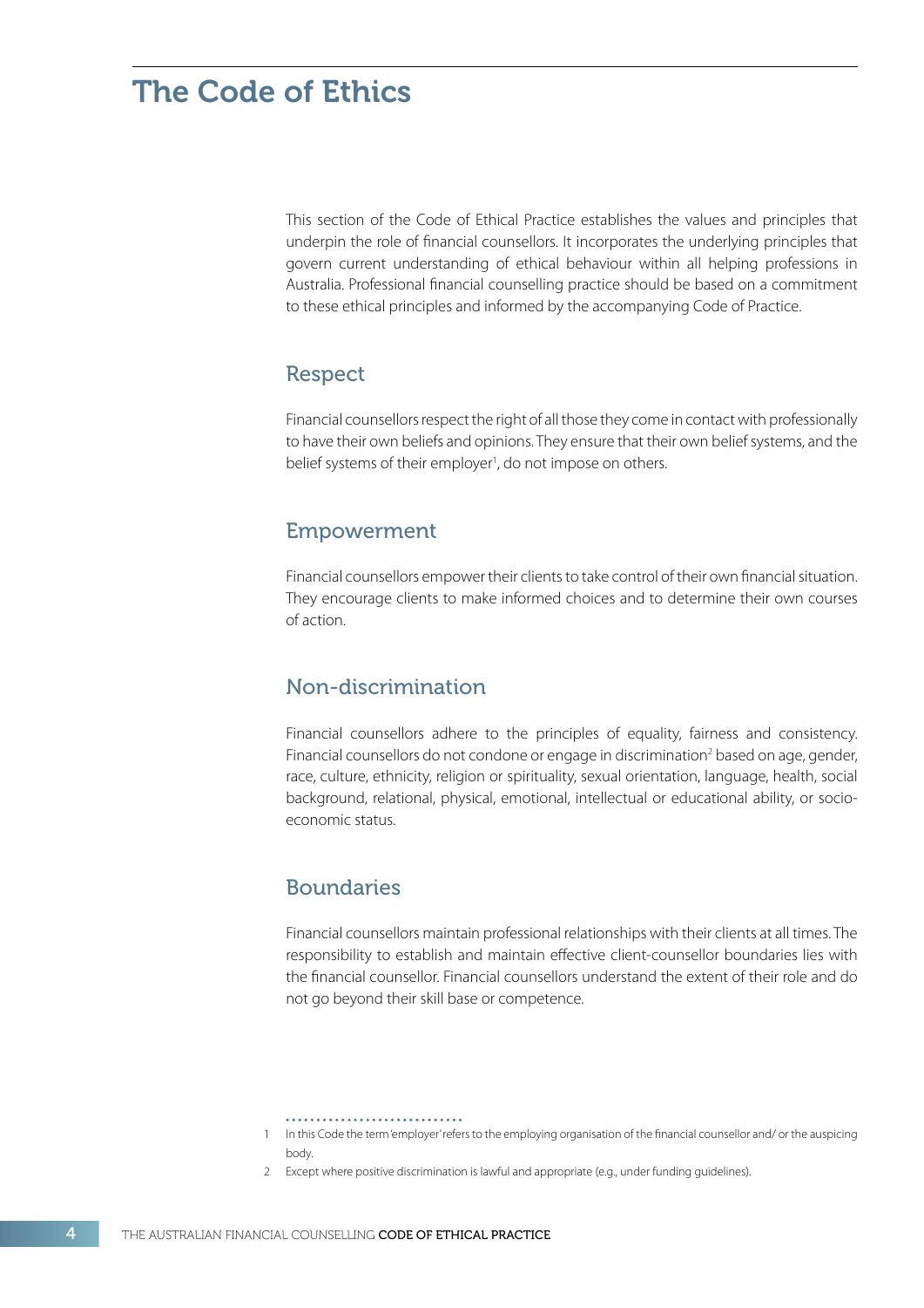# The Code of Ethics

This section of the Code of Ethical Practice establishes the values and principles that underpin the role of financial counsellors. It incorporates the underlying principles that govern current understanding of ethical behaviour within all helping professions in Australia. Professional financial counselling practice should be based on a commitment to these ethical principles and informed by the accompanying Code of Practice.

## Respect

Financial counsellors respect the right of all those they come in contact with professionally to have their own beliefs and opinions. They ensure that their own belief systems, and the belief systems of their employer[1], do not impose on others.

## Empowerment

Financial counsellors empower their clients to take control of their own financial situation. They encourage clients to make informed choices and to determine their own courses of action.

## Non-discrimination

Financial counsellors adhere to the principles of equality, fairness and consistency. Financial counsellors do not condone or engage in discrimination[2] based on age, gender, race, culture, ethnicity, religion or spirituality, sexual orientation, language, health, social background, relational, physical, emotional, intellectual or educational ability, or socio-economic status.

## Boundaries

Financial counsellors maintain professional relationships with their clients at all times. The responsibility to establish and maintain effective client-counsellor boundaries lies with the financial counsellor. Financial counsellors understand the extent of their role and do not go beyond their skill base or competence.

1 In this Code the term 'employer' refers to the employing organisation of the financial counsellor and/ or the auspicing body.

2 Except where positive discrimination is lawful and appropriate (e.g., under funding guidelines).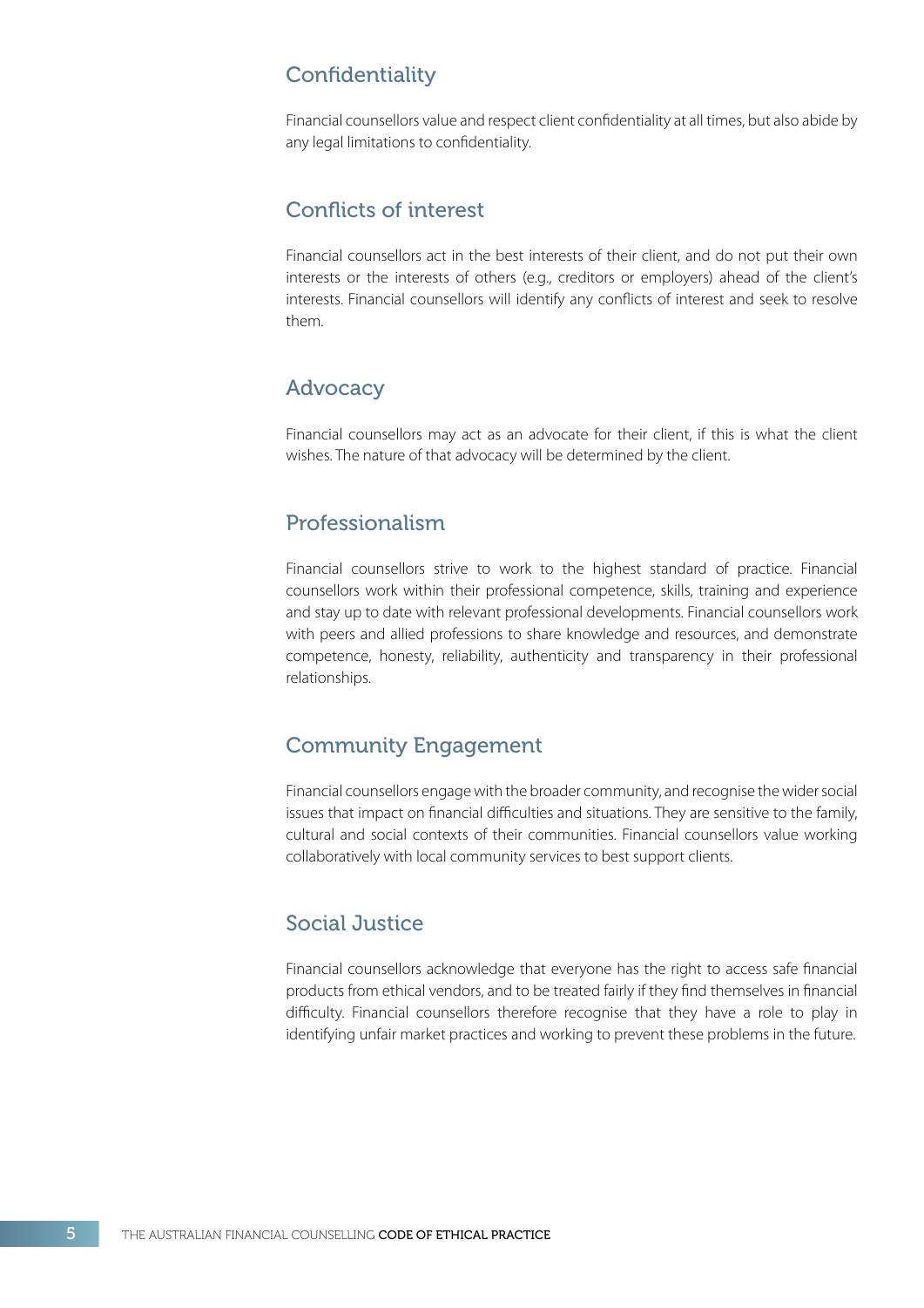## Confidentiality

Financial counsellors value and respect client confidentiality at all times, but also abide by any legal limitations to confidentiality.

## Conflicts of interest

Financial counsellors act in the best interests of their client, and do not put their own interests or the interests of others (e.g., creditors or employers) ahead of the client's interests. Financial counsellors will identify any conflicts of interest and seek to resolve them.

## Advocacy

Financial counsellors may act as an advocate for their client, if this is what the client wishes. The nature of that advocacy will be determined by the client.

## Professionalism

Financial counsellors strive to work to the highest standard of practice. Financial counsellors work within their professional competence, skills, training and experience and stay up to date with relevant professional developments. Financial counsellors work with peers and allied professions to share knowledge and resources, and demonstrate competence, honesty, reliability, authenticity and transparency in their professional relationships.

## Community Engagement

Financial counsellors engage with the broader community, and recognise the wider social issues that impact on financial difficulties and situations. They are sensitive to the family, cultural and social contexts of their communities. Financial counsellors value working collaboratively with local community services to best support clients.

## Social Justice

Financial counsellors acknowledge that everyone has the right to access safe financial products from ethical vendors, and to be treated fairly if they find themselves in financial difficulty. Financial counsellors therefore recognise that they have a role to play in identifying unfair market practices and working to prevent these problems in the future.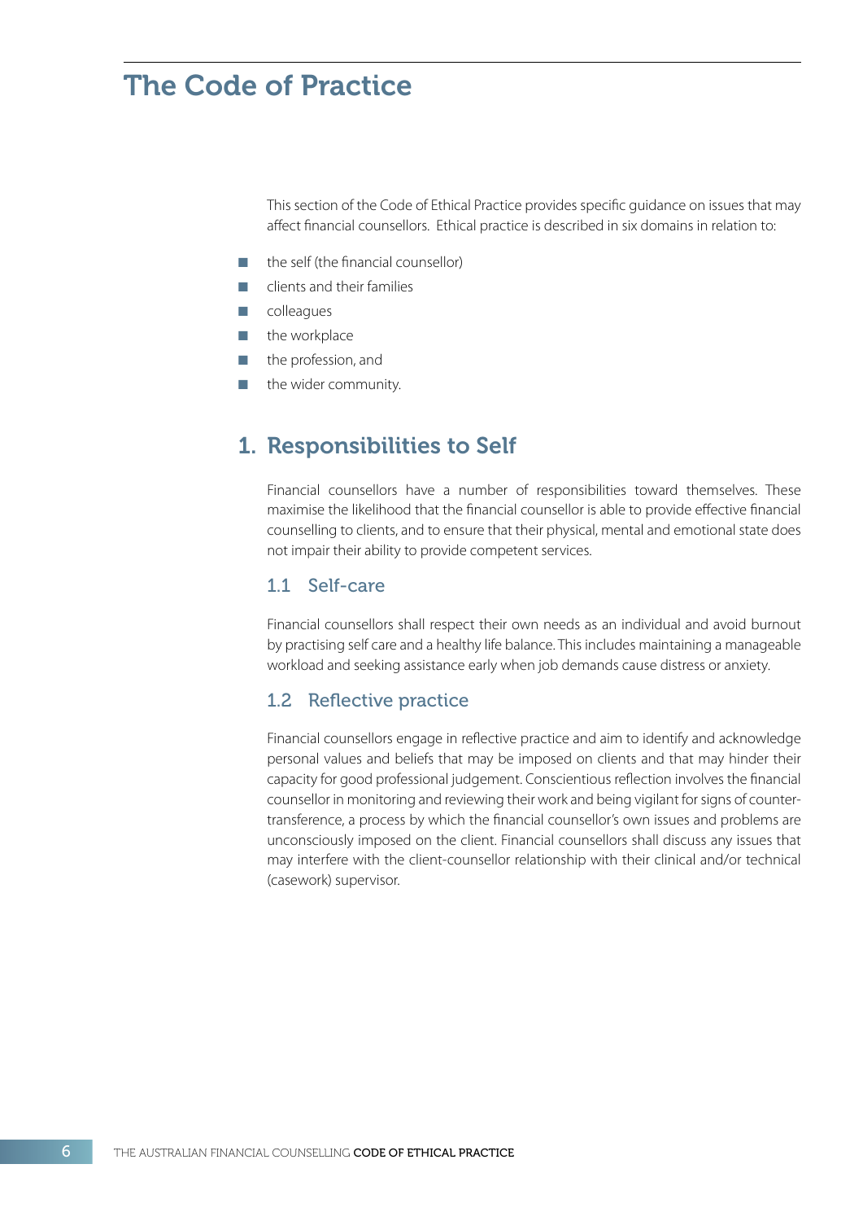# The Code of Practice

This section of the Code of Ethical Practice provides specific guidance on issues that may affect financial counsellors. Ethical practice is described in six domains in relation to:

- the self (the financial counsellor)
- clients and their families
- colleagues
- the workplace
- the profession, and
- the wider community.

## 1. Responsibilities to Self

Financial counsellors have a number of responsibilities toward themselves. These maximise the likelihood that the financial counsellor is able to provide effective financial counselling to clients, and to ensure that their physical, mental and emotional state does not impair their ability to provide competent services.

### 1.1 Self-care

Financial counsellors shall respect their own needs as an individual and avoid burnout by practising self care and a healthy life balance. This includes maintaining a manageable workload and seeking assistance early when job demands cause distress or anxiety.

### 1.2 Reflective practice

Financial counsellors engage in reflective practice and aim to identify and acknowledge personal values and beliefs that may be imposed on clients and that may hinder their capacity for good professional judgement. Conscientious reflection involves the financial counsellor in monitoring and reviewing their work and being vigilant for signs of counter-transference, a process by which the financial counsellor's own issues and problems are unconsciously imposed on the client. Financial counsellors shall discuss any issues that may interfere with the client-counsellor relationship with their clinical and/or technical (casework) supervisor.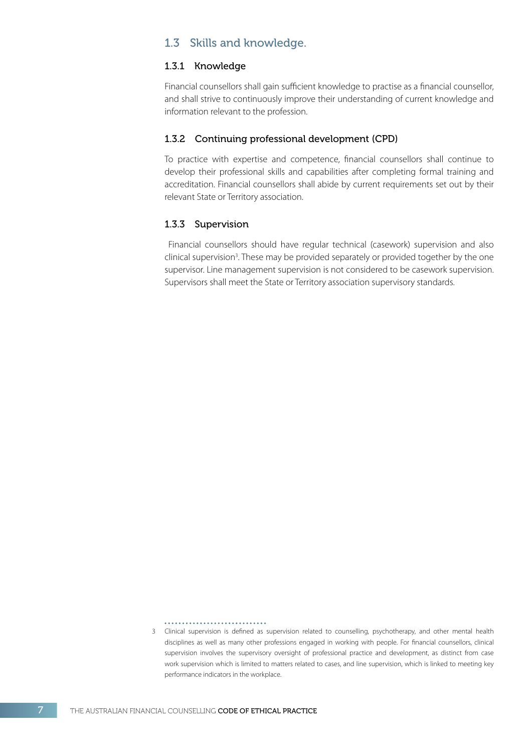## 1.3 Skills and knowledge.

### 1.3.1 Knowledge

Financial counsellors shall gain sufficient knowledge to practise as a financial counsellor, and shall strive to continuously improve their understanding of current knowledge and information relevant to the profession.

### 1.3.2 Continuing professional development (CPD)

To practice with expertise and competence, financial counsellors shall continue to develop their professional skills and capabilities after completing formal training and accreditation. Financial counsellors shall abide by current requirements set out by their relevant State or Territory association.

### 1.3.3 Supervision

Financial counsellors should have regular technical (casework) supervision and also clinical supervision[3]. These may be provided separately or provided together by the one supervisor. Line management supervision is not considered to be casework supervision. Supervisors shall meet the State or Territory association supervisory standards.

---

3 Clinical supervision is defined as supervision related to counselling, psychotherapy, and other mental health disciplines as well as many other professions engaged in working with people. For financial counsellors, clinical supervision involves the supervisory oversight of professional practice and development, as distinct from case work supervision which is limited to matters related to cases, and line supervision, which is linked to meeting key performance indicators in the workplace.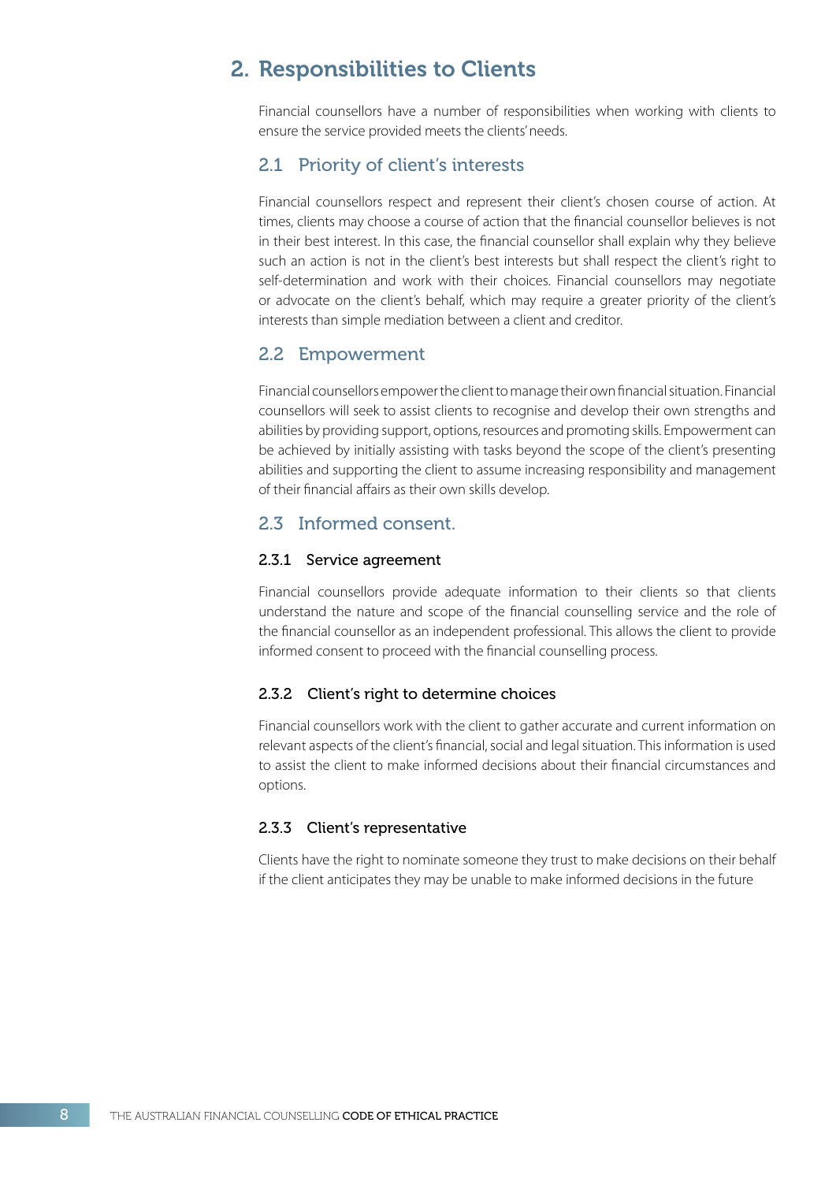## 2. Responsibilities to Clients

Financial counsellors have a number of responsibilities when working with clients to ensure the service provided meets the clients' needs.

### 2.1 Priority of client's interests

Financial counsellors respect and represent their client's chosen course of action. At times, clients may choose a course of action that the financial counsellor believes is not in their best interest. In this case, the financial counsellor shall explain why they believe such an action is not in the client's best interests but shall respect the client's right to self-determination and work with their choices. Financial counsellors may negotiate or advocate on the client's behalf, which may require a greater priority of the client's interests than simple mediation between a client and creditor.

### 2.2 Empowerment

Financial counsellors empower the client to manage their own financial situation. Financial counsellors will seek to assist clients to recognise and develop their own strengths and abilities by providing support, options, resources and promoting skills. Empowerment can be achieved by initially assisting with tasks beyond the scope of the client's presenting abilities and supporting the client to assume increasing responsibility and management of their financial affairs as their own skills develop.

### 2.3 Informed consent.

#### 2.3.1 Service agreement

Financial counsellors provide adequate information to their clients so that clients understand the nature and scope of the financial counselling service and the role of the financial counsellor as an independent professional. This allows the client to provide informed consent to proceed with the financial counselling process.

#### 2.3.2 Client's right to determine choices

Financial counsellors work with the client to gather accurate and current information on relevant aspects of the client's financial, social and legal situation. This information is used to assist the client to make informed decisions about their financial circumstances and options.

#### 2.3.3 Client's representative

Clients have the right to nominate someone they trust to make decisions on their behalf if the client anticipates they may be unable to make informed decisions in the future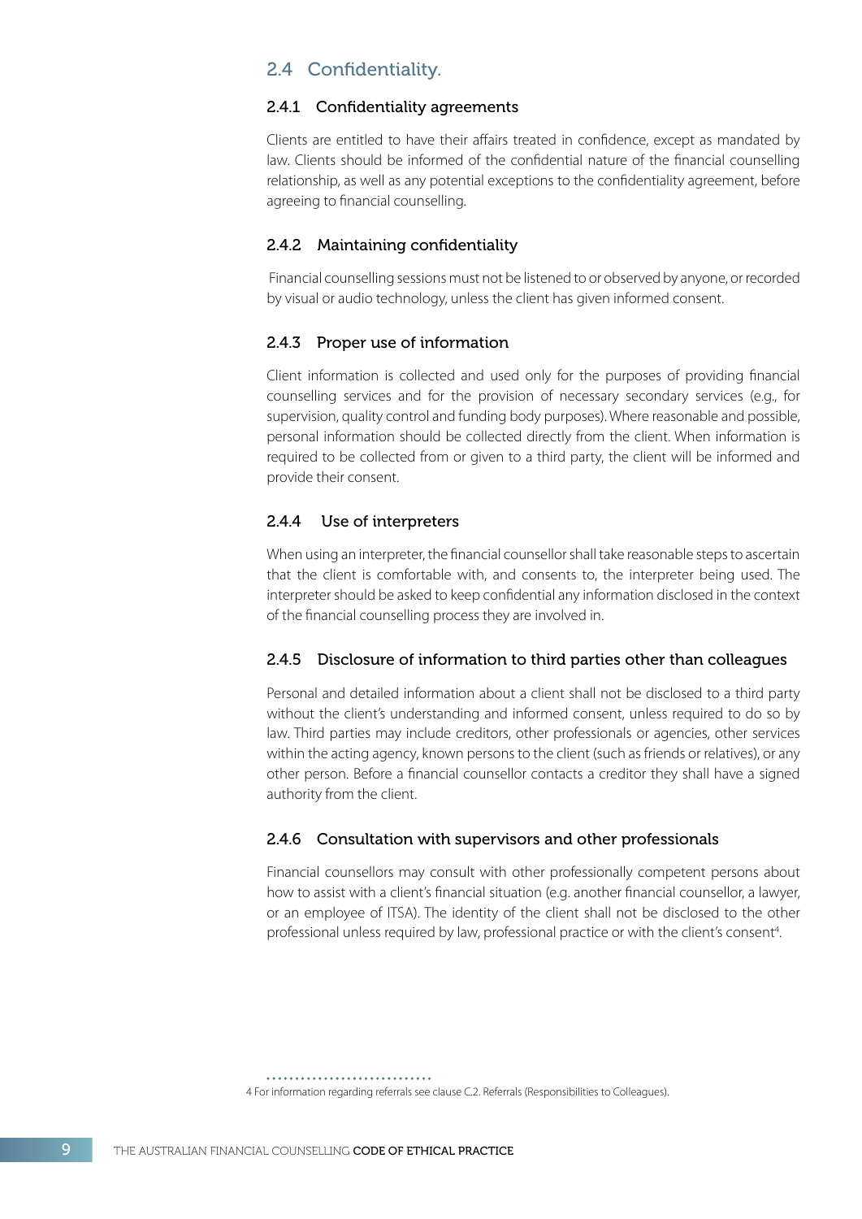## 2.4 Confidentiality.

### 2.4.1 Confidentiality agreements

Clients are entitled to have their affairs treated in confidence, except as mandated by law. Clients should be informed of the confidential nature of the financial counselling relationship, as well as any potential exceptions to the confidentiality agreement, before agreeing to financial counselling.

### 2.4.2 Maintaining confidentiality

Financial counselling sessions must not be listened to or observed by anyone, or recorded by visual or audio technology, unless the client has given informed consent.

### 2.4.3 Proper use of information

Client information is collected and used only for the purposes of providing financial counselling services and for the provision of necessary secondary services (e.g., for supervision, quality control and funding body purposes). Where reasonable and possible, personal information should be collected directly from the client. When information is required to be collected from or given to a third party, the client will be informed and provide their consent.

### 2.4.4 Use of interpreters

When using an interpreter, the financial counsellor shall take reasonable steps to ascertain that the client is comfortable with, and consents to, the interpreter being used. The interpreter should be asked to keep confidential any information disclosed in the context of the financial counselling process they are involved in.

### 2.4.5 Disclosure of information to third parties other than colleagues

Personal and detailed information about a client shall not be disclosed to a third party without the client's understanding and informed consent, unless required to do so by law. Third parties may include creditors, other professionals or agencies, other services within the acting agency, known persons to the client (such as friends or relatives), or any other person. Before a financial counsellor contacts a creditor they shall have a signed authority from the client.

### 2.4.6 Consultation with supervisors and other professionals

Financial counsellors may consult with other professionally competent persons about how to assist with a client's financial situation (e.g. another financial counsellor, a lawyer, or an employee of ITSA). The identity of the client shall not be disclosed to the other professional unless required by law, professional practice or with the client's consent[4].

4 For information regarding referrals see clause C.2. Referrals (Responsibilities to Colleagues).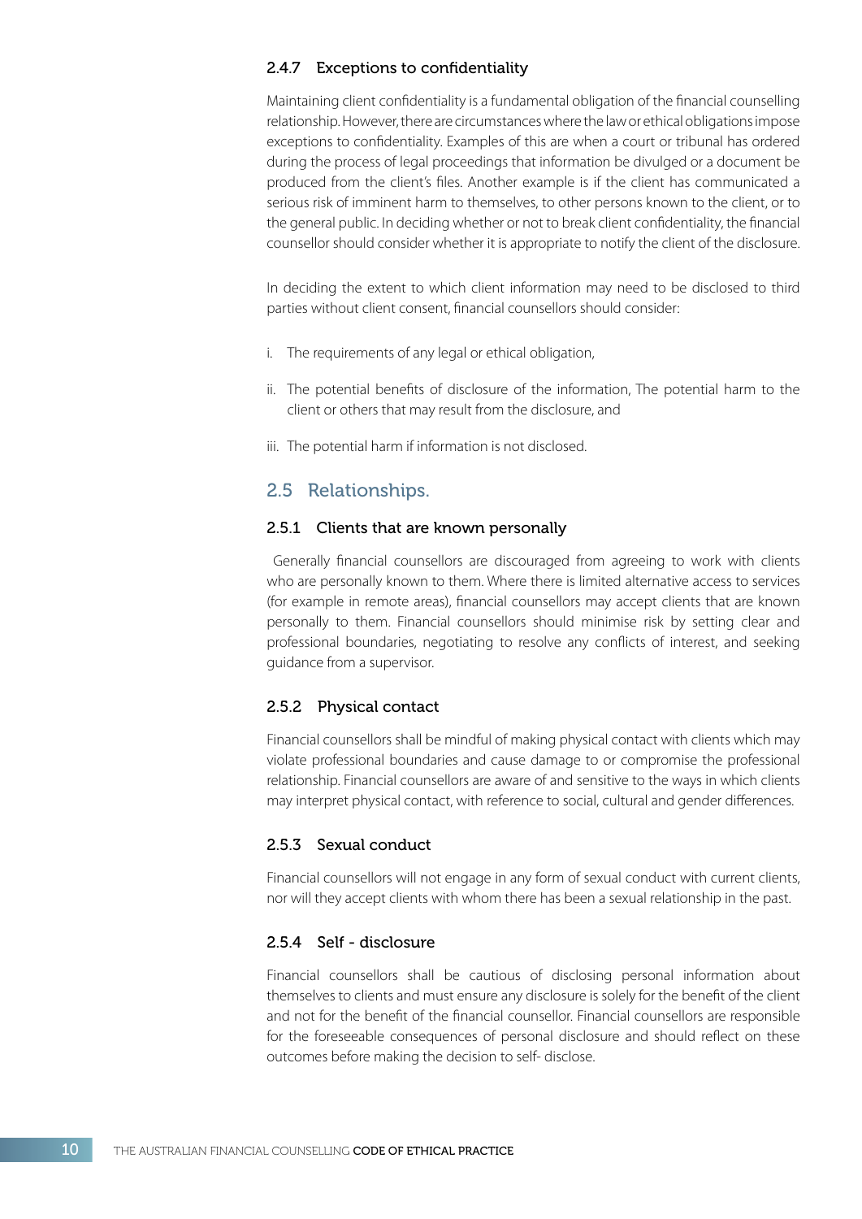### 2.4.7 Exceptions to confidentiality

Maintaining client confidentiality is a fundamental obligation of the financial counselling relationship. However, there are circumstances where the law or ethical obligations impose exceptions to confidentiality. Examples of this are when a court or tribunal has ordered during the process of legal proceedings that information be divulged or a document be produced from the client's files. Another example is if the client has communicated a serious risk of imminent harm to themselves, to other persons known to the client, or to the general public. In deciding whether or not to break client confidentiality, the financial counsellor should consider whether it is appropriate to notify the client of the disclosure.

In deciding the extent to which client information may need to be disclosed to third parties without client consent, financial counsellors should consider:

i. The requirements of any legal or ethical obligation,

ii. The potential benefits of disclosure of the information, The potential harm to the client or others that may result from the disclosure, and

iii. The potential harm if information is not disclosed.

## 2.5 Relationships.

### 2.5.1 Clients that are known personally

Generally financial counsellors are discouraged from agreeing to work with clients who are personally known to them. Where there is limited alternative access to services (for example in remote areas), financial counsellors may accept clients that are known personally to them. Financial counsellors should minimise risk by setting clear and professional boundaries, negotiating to resolve any conflicts of interest, and seeking guidance from a supervisor.

### 2.5.2 Physical contact

Financial counsellors shall be mindful of making physical contact with clients which may violate professional boundaries and cause damage to or compromise the professional relationship. Financial counsellors are aware of and sensitive to the ways in which clients may interpret physical contact, with reference to social, cultural and gender differences.

### 2.5.3 Sexual conduct

Financial counsellors will not engage in any form of sexual conduct with current clients, nor will they accept clients with whom there has been a sexual relationship in the past.

### 2.5.4 Self - disclosure

Financial counsellors shall be cautious of disclosing personal information about themselves to clients and must ensure any disclosure is solely for the benefit of the client and not for the benefit of the financial counsellor. Financial counsellors are responsible for the foreseeable consequences of personal disclosure and should reflect on these outcomes before making the decision to self- disclose.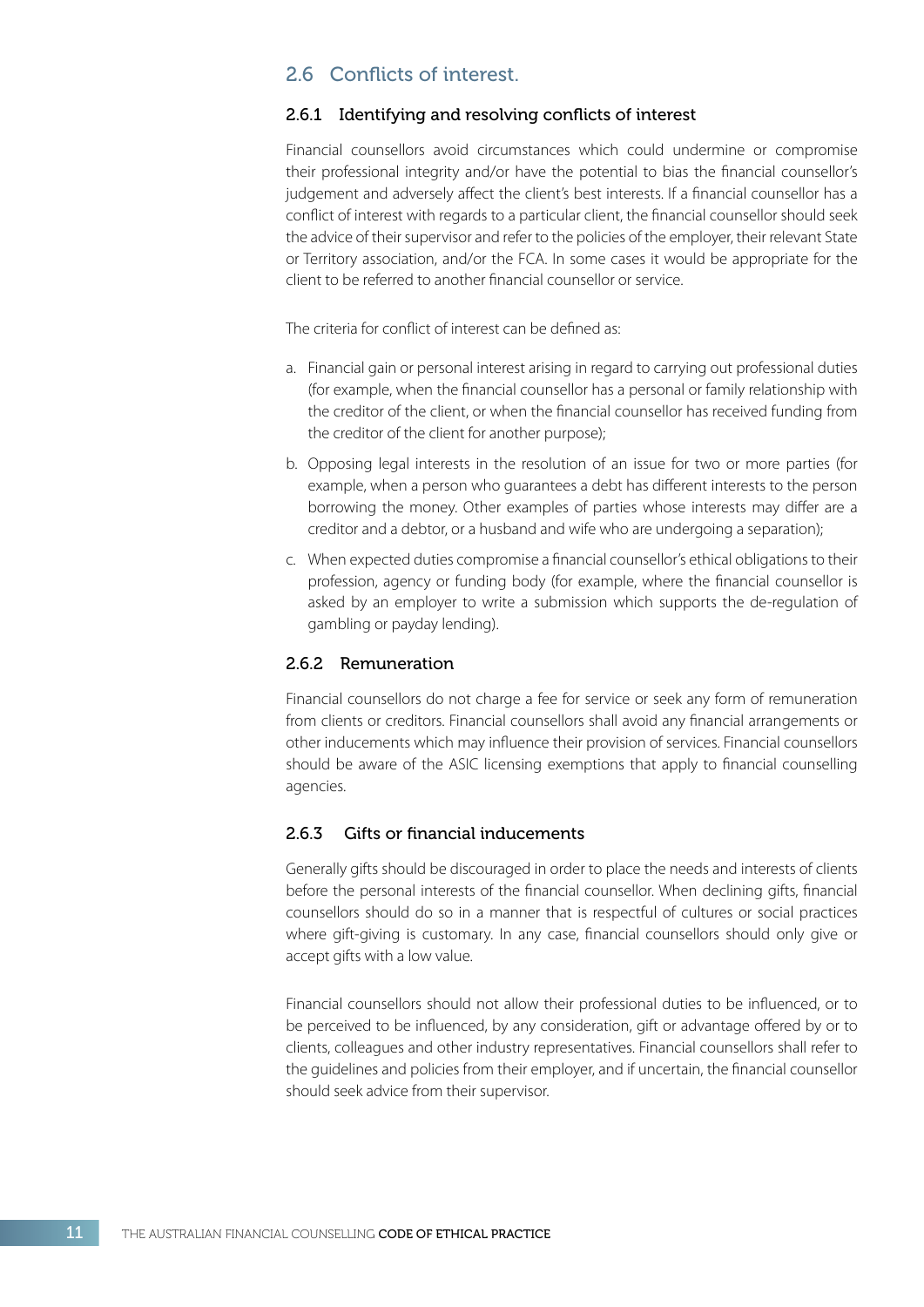## 2.6 Conflicts of interest.

### 2.6.1 Identifying and resolving conflicts of interest

Financial counsellors avoid circumstances which could undermine or compromise their professional integrity and/or have the potential to bias the financial counsellor's judgement and adversely affect the client's best interests. If a financial counsellor has a conflict of interest with regards to a particular client, the financial counsellor should seek the advice of their supervisor and refer to the policies of the employer, their relevant State or Territory association, and/or the FCA. In some cases it would be appropriate for the client to be referred to another financial counsellor or service.

The criteria for conflict of interest can be defined as:

a. Financial gain or personal interest arising in regard to carrying out professional duties (for example, when the financial counsellor has a personal or family relationship with the creditor of the client, or when the financial counsellor has received funding from the creditor of the client for another purpose);

b. Opposing legal interests in the resolution of an issue for two or more parties (for example, when a person who guarantees a debt has different interests to the person borrowing the money. Other examples of parties whose interests may differ are a creditor and a debtor, or a husband and wife who are undergoing a separation);

c. When expected duties compromise a financial counsellor's ethical obligations to their profession, agency or funding body (for example, where the financial counsellor is asked by an employer to write a submission which supports the de-regulation of gambling or payday lending).

### 2.6.2 Remuneration

Financial counsellors do not charge a fee for service or seek any form of remuneration from clients or creditors. Financial counsellors shall avoid any financial arrangements or other inducements which may influence their provision of services. Financial counsellors should be aware of the ASIC licensing exemptions that apply to financial counselling agencies.

### 2.6.3 Gifts or financial inducements

Generally gifts should be discouraged in order to place the needs and interests of clients before the personal interests of the financial counsellor. When declining gifts, financial counsellors should do so in a manner that is respectful of cultures or social practices where gift-giving is customary. In any case, financial counsellors should only give or accept gifts with a low value.

Financial counsellors should not allow their professional duties to be influenced, or to be perceived to be influenced, by any consideration, gift or advantage offered by or to clients, colleagues and other industry representatives. Financial counsellors shall refer to the guidelines and policies from their employer, and if uncertain, the financial counsellor should seek advice from their supervisor.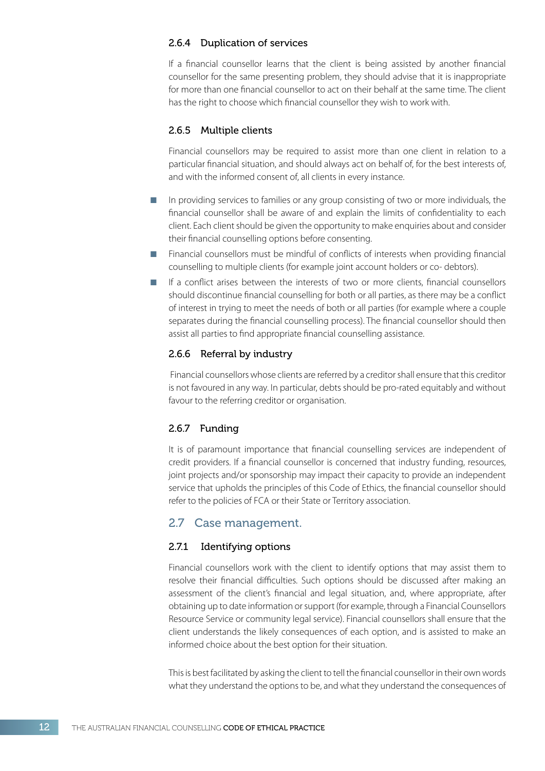#### 2.6.4 Duplication of services

If a financial counsellor learns that the client is being assisted by another financial counsellor for the same presenting problem, they should advise that it is inappropriate for more than one financial counsellor to act on their behalf at the same time. The client has the right to choose which financial counsellor they wish to work with.

#### 2.6.5 Multiple clients

Financial counsellors may be required to assist more than one client in relation to a particular financial situation, and should always act on behalf of, for the best interests of, and with the informed consent of, all clients in every instance.

- In providing services to families or any group consisting of two or more individuals, the financial counsellor shall be aware of and explain the limits of confidentiality to each client. Each client should be given the opportunity to make enquiries about and consider their financial counselling options before consenting.
- Financial counsellors must be mindful of conflicts of interests when providing financial counselling to multiple clients (for example joint account holders or co- debtors).
- If a conflict arises between the interests of two or more clients, financial counsellors should discontinue financial counselling for both or all parties, as there may be a conflict of interest in trying to meet the needs of both or all parties (for example where a couple separates during the financial counselling process). The financial counsellor should then assist all parties to find appropriate financial counselling assistance.

#### 2.6.6 Referral by industry

Financial counsellors whose clients are referred by a creditor shall ensure that this creditor is not favoured in any way. In particular, debts should be pro-rated equitably and without favour to the referring creditor or organisation.

#### 2.6.7 Funding

It is of paramount importance that financial counselling services are independent of credit providers. If a financial counsellor is concerned that industry funding, resources, joint projects and/or sponsorship may impact their capacity to provide an independent service that upholds the principles of this Code of Ethics, the financial counsellor should refer to the policies of FCA or their State or Territory association.

### 2.7 Case management.

#### 2.7.1 Identifying options

Financial counsellors work with the client to identify options that may assist them to resolve their financial difficulties. Such options should be discussed after making an assessment of the client's financial and legal situation, and, where appropriate, after obtaining up to date information or support (for example, through a Financial Counsellors Resource Service or community legal service). Financial counsellors shall ensure that the client understands the likely consequences of each option, and is assisted to make an informed choice about the best option for their situation.

This is best facilitated by asking the client to tell the financial counsellor in their own words what they understand the options to be, and what they understand the consequences of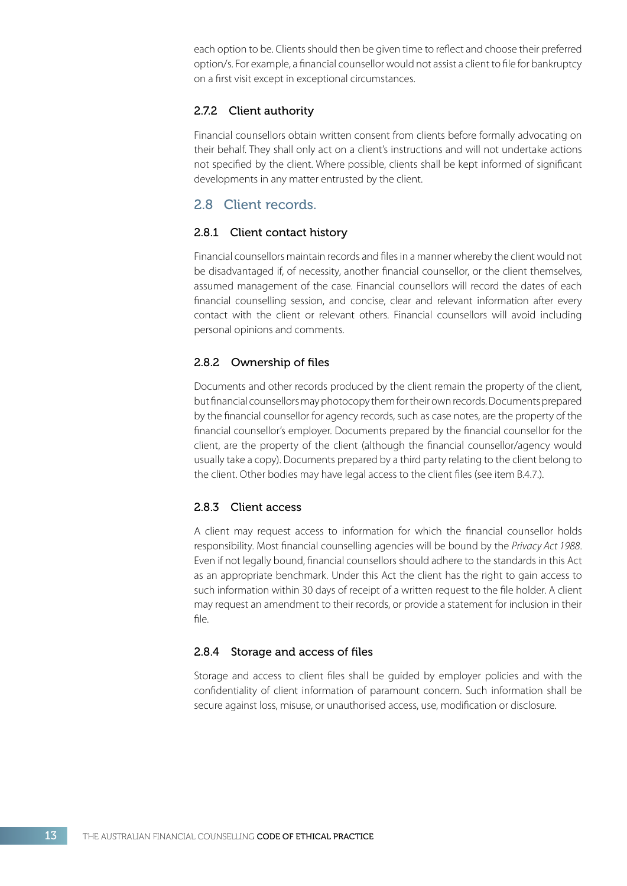each option to be. Clients should then be given time to reflect and choose their preferred option/s. For example, a financial counsellor would not assist a client to file for bankruptcy on a first visit except in exceptional circumstances.

#### 2.7.2 Client authority

Financial counsellors obtain written consent from clients before formally advocating on their behalf. They shall only act on a client's instructions and will not undertake actions not specified by the client. Where possible, clients shall be kept informed of significant developments in any matter entrusted by the client.

### 2.8 Client records.

#### 2.8.1 Client contact history

Financial counsellors maintain records and files in a manner whereby the client would not be disadvantaged if, of necessity, another financial counsellor, or the client themselves, assumed management of the case. Financial counsellors will record the dates of each financial counselling session, and concise, clear and relevant information after every contact with the client or relevant others. Financial counsellors will avoid including personal opinions and comments.

#### 2.8.2 Ownership of files

Documents and other records produced by the client remain the property of the client, but financial counsellors may photocopy them for their own records. Documents prepared by the financial counsellor for agency records, such as case notes, are the property of the financial counsellor's employer. Documents prepared by the financial counsellor for the client, are the property of the client (although the financial counsellor/agency would usually take a copy). Documents prepared by a third party relating to the client belong to the client. Other bodies may have legal access to the client files (see item B.4.7.).

#### 2.8.3 Client access

A client may request access to information for which the financial counsellor holds responsibility. Most financial counselling agencies will be bound by the *Privacy Act 1988*. Even if not legally bound, financial counsellors should adhere to the standards in this Act as an appropriate benchmark. Under this Act the client has the right to gain access to such information within 30 days of receipt of a written request to the file holder. A client may request an amendment to their records, or provide a statement for inclusion in their file.

#### 2.8.4 Storage and access of files

Storage and access to client files shall be guided by employer policies and with the confidentiality of client information of paramount concern. Such information shall be secure against loss, misuse, or unauthorised access, use, modification or disclosure.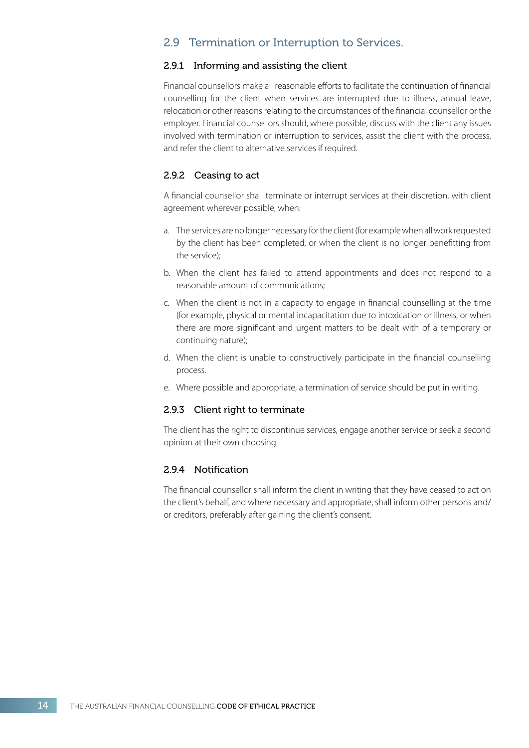## 2.9 Termination or Interruption to Services.

### 2.9.1 Informing and assisting the client

Financial counsellors make all reasonable efforts to facilitate the continuation of financial counselling for the client when services are interrupted due to illness, annual leave, relocation or other reasons relating to the circumstances of the financial counsellor or the employer. Financial counsellors should, where possible, discuss with the client any issues involved with termination or interruption to services, assist the client with the process, and refer the client to alternative services if required.

### 2.9.2 Ceasing to act

A financial counsellor shall terminate or interrupt services at their discretion, with client agreement wherever possible, when:

a. The services are no longer necessary for the client (for example when all work requested by the client has been completed, or when the client is no longer benefitting from the service);

b. When the client has failed to attend appointments and does not respond to a reasonable amount of communications;

c. When the client is not in a capacity to engage in financial counselling at the time (for example, physical or mental incapacitation due to intoxication or illness, or when there are more significant and urgent matters to be dealt with of a temporary or continuing nature);

d. When the client is unable to constructively participate in the financial counselling process.

e. Where possible and appropriate, a termination of service should be put in writing.

### 2.9.3 Client right to terminate

The client has the right to discontinue services, engage another service or seek a second opinion at their own choosing.

### 2.9.4 Notification

The financial counsellor shall inform the client in writing that they have ceased to act on the client's behalf, and where necessary and appropriate, shall inform other persons and/or creditors, preferably after gaining the client's consent.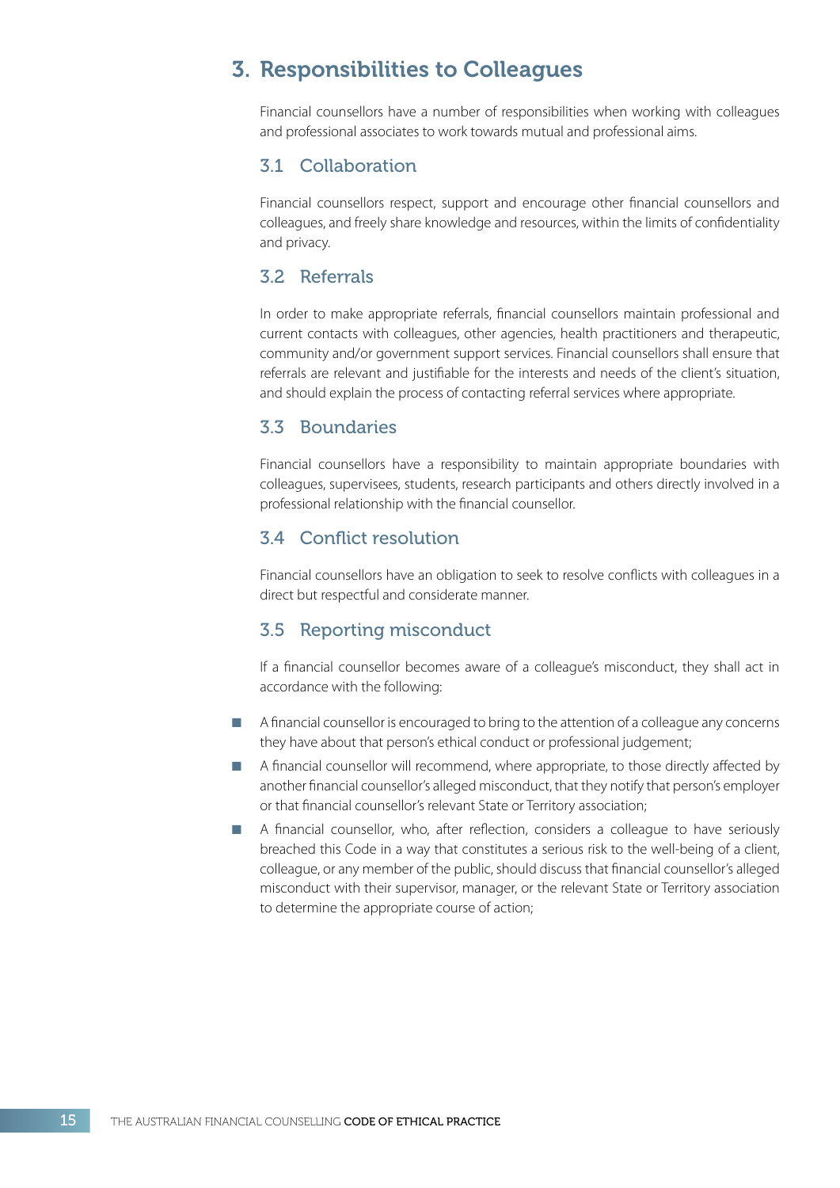## 3. Responsibilities to Colleagues

Financial counsellors have a number of responsibilities when working with colleagues and professional associates to work towards mutual and professional aims.

### 3.1 Collaboration

Financial counsellors respect, support and encourage other financial counsellors and colleagues, and freely share knowledge and resources, within the limits of confidentiality and privacy.

### 3.2 Referrals

In order to make appropriate referrals, financial counsellors maintain professional and current contacts with colleagues, other agencies, health practitioners and therapeutic, community and/or government support services. Financial counsellors shall ensure that referrals are relevant and justifiable for the interests and needs of the client's situation, and should explain the process of contacting referral services where appropriate.

### 3.3 Boundaries

Financial counsellors have a responsibility to maintain appropriate boundaries with colleagues, supervisees, students, research participants and others directly involved in a professional relationship with the financial counsellor.

### 3.4 Conflict resolution

Financial counsellors have an obligation to seek to resolve conflicts with colleagues in a direct but respectful and considerate manner.

### 3.5 Reporting misconduct

If a financial counsellor becomes aware of a colleague's misconduct, they shall act in accordance with the following:

- A financial counsellor is encouraged to bring to the attention of a colleague any concerns they have about that person's ethical conduct or professional judgement;
- A financial counsellor will recommend, where appropriate, to those directly affected by another financial counsellor's alleged misconduct, that they notify that person's employer or that financial counsellor's relevant State or Territory association;
- A financial counsellor, who, after reflection, considers a colleague to have seriously breached this Code in a way that constitutes a serious risk to the well-being of a client, colleague, or any member of the public, should discuss that financial counsellor's alleged misconduct with their supervisor, manager, or the relevant State or Territory association to determine the appropriate course of action;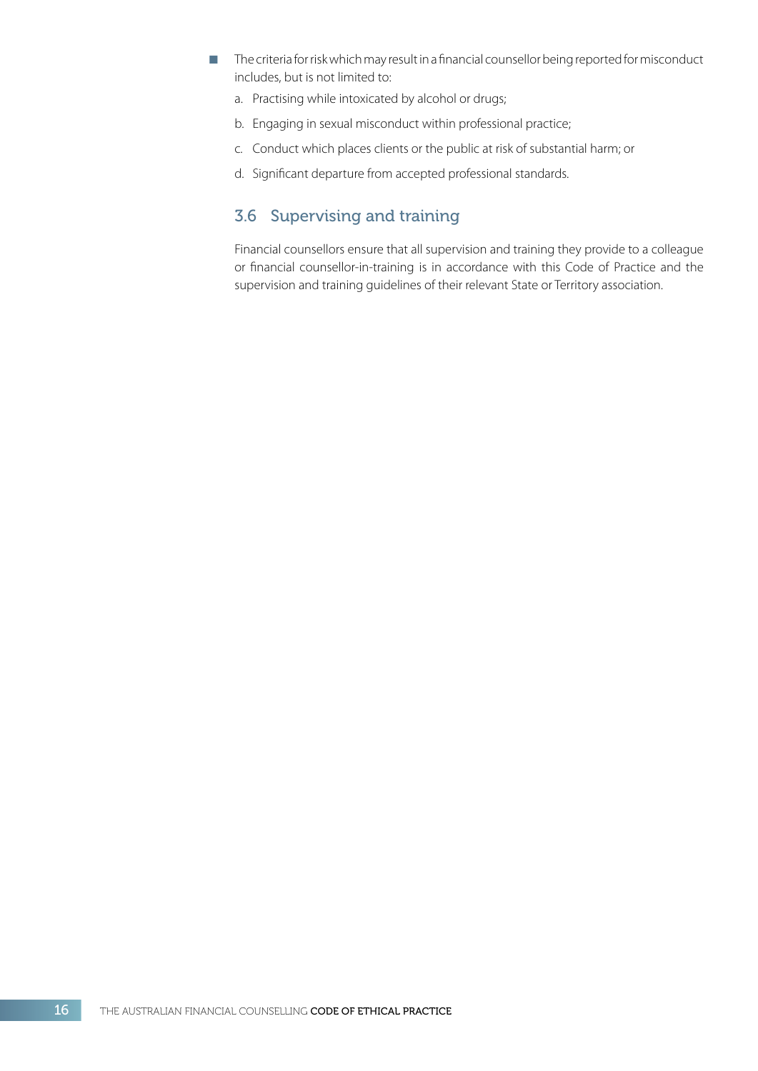- The criteria for risk which may result in a financial counsellor being reported for misconduct includes, but is not limited to:
  a. Practising while intoxicated by alcohol or drugs;
  b. Engaging in sexual misconduct within professional practice;
  c. Conduct which places clients or the public at risk of substantial harm; or
  d. Significant departure from accepted professional standards.

### 3.6 Supervising and training

Financial counsellors ensure that all supervision and training they provide to a colleague or financial counsellor-in-training is in accordance with this Code of Practice and the supervision and training guidelines of their relevant State or Territory association.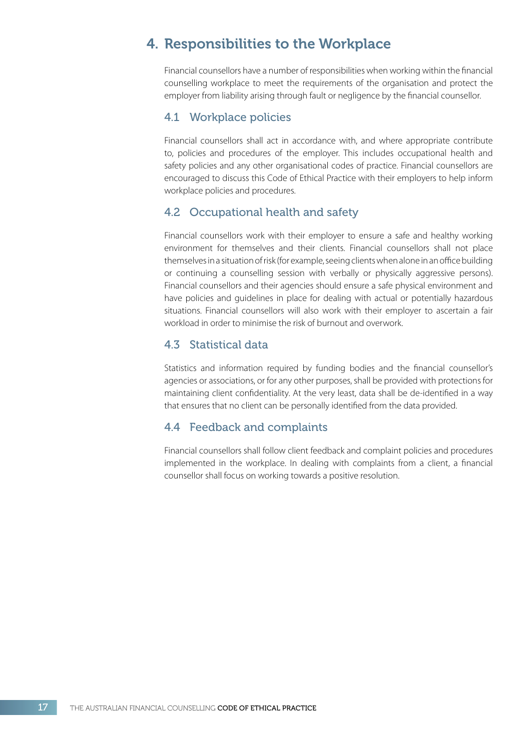# 4. Responsibilities to the Workplace

Financial counsellors have a number of responsibilities when working within the financial counselling workplace to meet the requirements of the organisation and protect the employer from liability arising through fault or negligence by the financial counsellor.

## 4.1 Workplace policies

Financial counsellors shall act in accordance with, and where appropriate contribute to, policies and procedures of the employer. This includes occupational health and safety policies and any other organisational codes of practice. Financial counsellors are encouraged to discuss this Code of Ethical Practice with their employers to help inform workplace policies and procedures.

## 4.2 Occupational health and safety

Financial counsellors work with their employer to ensure a safe and healthy working environment for themselves and their clients. Financial counsellors shall not place themselves in a situation of risk (for example, seeing clients when alone in an office building or continuing a counselling session with verbally or physically aggressive persons). Financial counsellors and their agencies should ensure a safe physical environment and have policies and guidelines in place for dealing with actual or potentially hazardous situations. Financial counsellors will also work with their employer to ascertain a fair workload in order to minimise the risk of burnout and overwork.

## 4.3 Statistical data

Statistics and information required by funding bodies and the financial counsellor's agencies or associations, or for any other purposes, shall be provided with protections for maintaining client confidentiality. At the very least, data shall be de-identified in a way that ensures that no client can be personally identified from the data provided.

## 4.4 Feedback and complaints

Financial counsellors shall follow client feedback and complaint policies and procedures implemented in the workplace. In dealing with complaints from a client, a financial counsellor shall focus on working towards a positive resolution.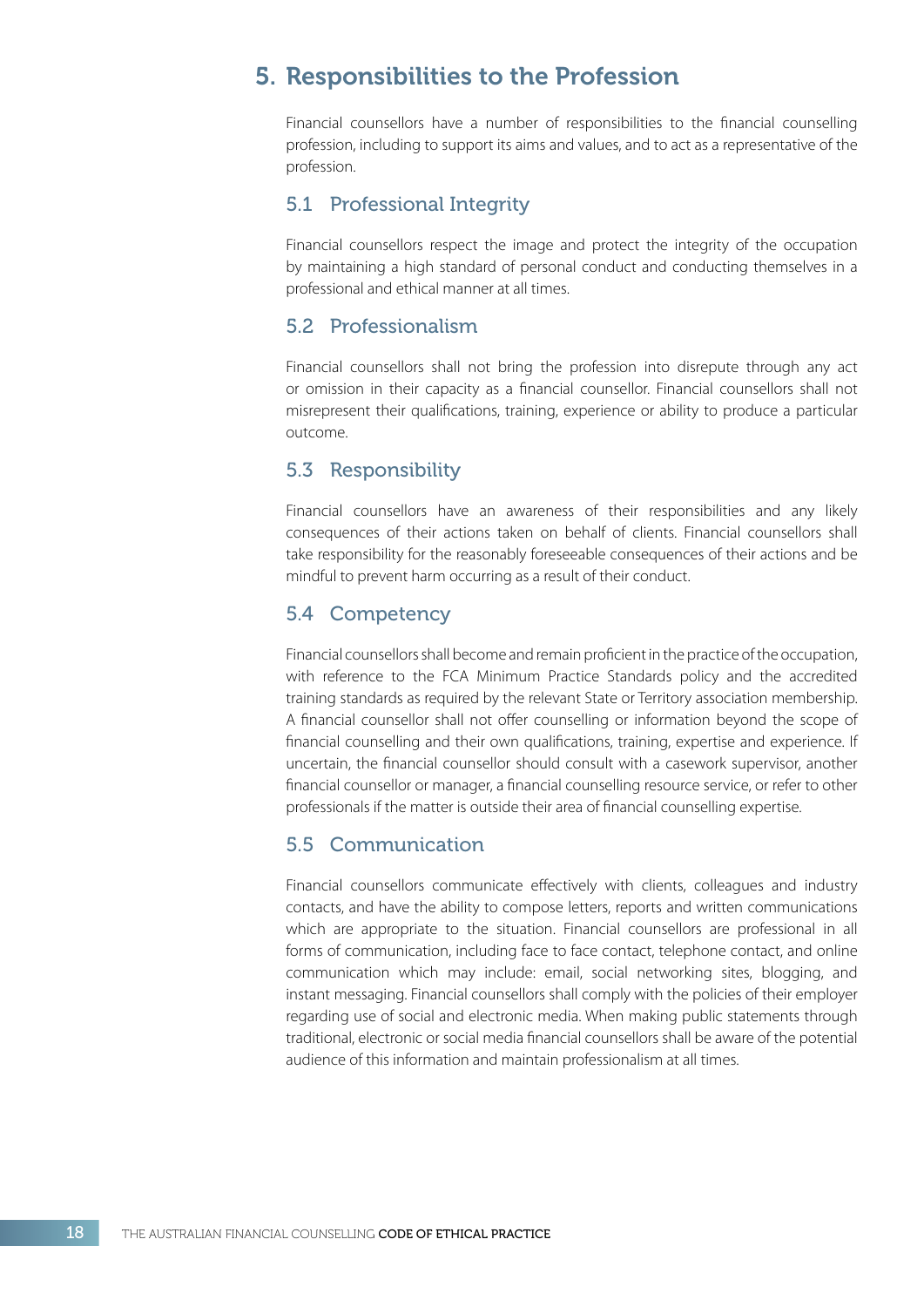## 5. Responsibilities to the Profession

Financial counsellors have a number of responsibilities to the financial counselling profession, including to support its aims and values, and to act as a representative of the profession.

### 5.1 Professional Integrity

Financial counsellors respect the image and protect the integrity of the occupation by maintaining a high standard of personal conduct and conducting themselves in a professional and ethical manner at all times.

### 5.2 Professionalism

Financial counsellors shall not bring the profession into disrepute through any act or omission in their capacity as a financial counsellor. Financial counsellors shall not misrepresent their qualifications, training, experience or ability to produce a particular outcome.

### 5.3 Responsibility

Financial counsellors have an awareness of their responsibilities and any likely consequences of their actions taken on behalf of clients. Financial counsellors shall take responsibility for the reasonably foreseeable consequences of their actions and be mindful to prevent harm occurring as a result of their conduct.

### 5.4 Competency

Financial counsellors shall become and remain proficient in the practice of the occupation, with reference to the FCA Minimum Practice Standards policy and the accredited training standards as required by the relevant State or Territory association membership. A financial counsellor shall not offer counselling or information beyond the scope of financial counselling and their own qualifications, training, expertise and experience. If uncertain, the financial counsellor should consult with a casework supervisor, another financial counsellor or manager, a financial counselling resource service, or refer to other professionals if the matter is outside their area of financial counselling expertise.

### 5.5 Communication

Financial counsellors communicate effectively with clients, colleagues and industry contacts, and have the ability to compose letters, reports and written communications which are appropriate to the situation. Financial counsellors are professional in all forms of communication, including face to face contact, telephone contact, and online communication which may include: email, social networking sites, blogging, and instant messaging. Financial counsellors shall comply with the policies of their employer regarding use of social and electronic media. When making public statements through traditional, electronic or social media financial counsellors shall be aware of the potential audience of this information and maintain professionalism at all times.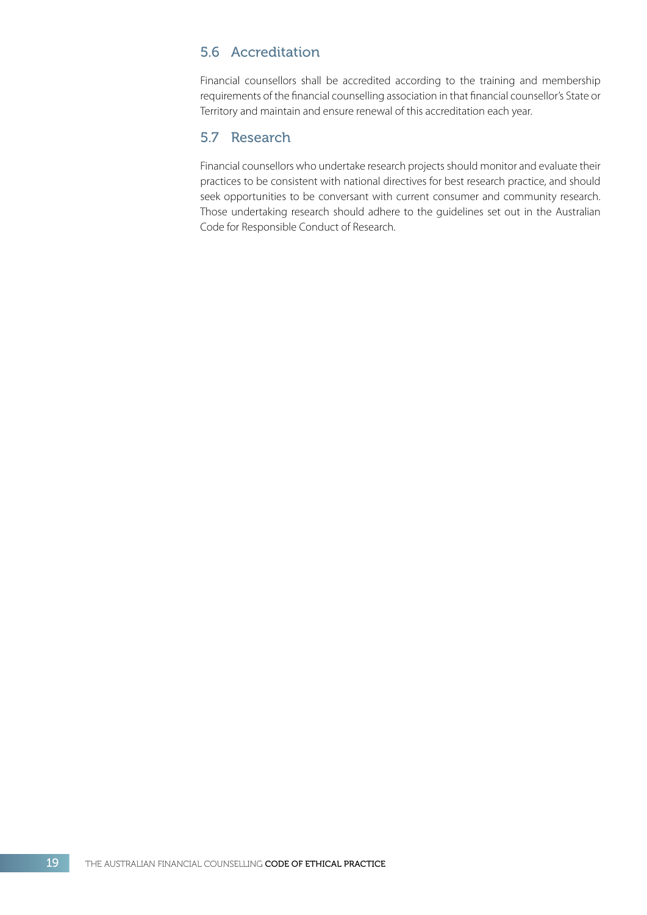## 5.6 Accreditation

Financial counsellors shall be accredited according to the training and membership requirements of the financial counselling association in that financial counsellor's State or Territory and maintain and ensure renewal of this accreditation each year.

## 5.7 Research

Financial counsellors who undertake research projects should monitor and evaluate their practices to be consistent with national directives for best research practice, and should seek opportunities to be conversant with current consumer and community research. Those undertaking research should adhere to the guidelines set out in the Australian Code for Responsible Conduct of Research.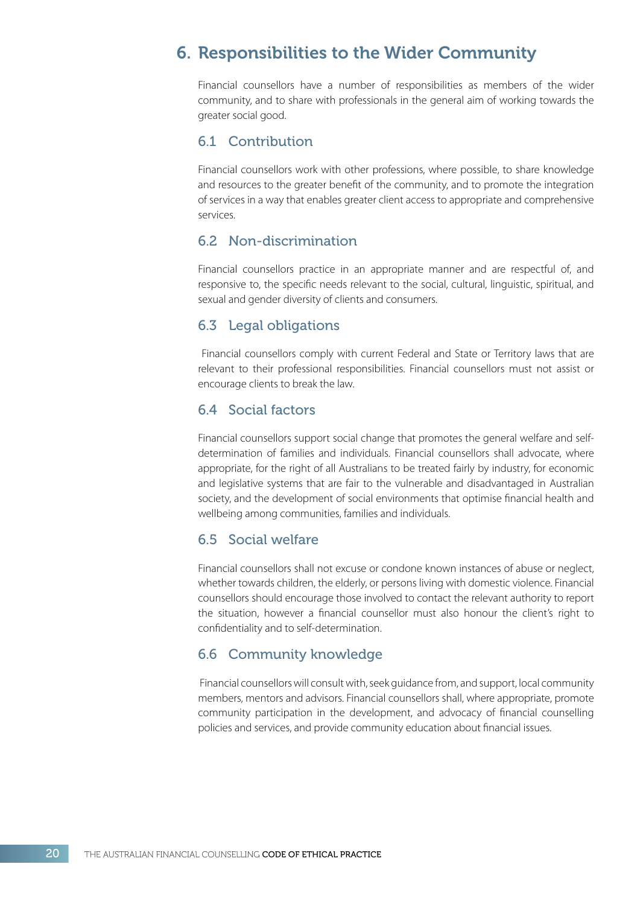# 6. Responsibilities to the Wider Community

Financial counsellors have a number of responsibilities as members of the wider community, and to share with professionals in the general aim of working towards the greater social good.

## 6.1 Contribution

Financial counsellors work with other professions, where possible, to share knowledge and resources to the greater benefit of the community, and to promote the integration of services in a way that enables greater client access to appropriate and comprehensive services.

## 6.2 Non-discrimination

Financial counsellors practice in an appropriate manner and are respectful of, and responsive to, the specific needs relevant to the social, cultural, linguistic, spiritual, and sexual and gender diversity of clients and consumers.

## 6.3 Legal obligations

Financial counsellors comply with current Federal and State or Territory laws that are relevant to their professional responsibilities. Financial counsellors must not assist or encourage clients to break the law.

## 6.4 Social factors

Financial counsellors support social change that promotes the general welfare and self-determination of families and individuals. Financial counsellors shall advocate, where appropriate, for the right of all Australians to be treated fairly by industry, for economic and legislative systems that are fair to the vulnerable and disadvantaged in Australian society, and the development of social environments that optimise financial health and wellbeing among communities, families and individuals.

## 6.5 Social welfare

Financial counsellors shall not excuse or condone known instances of abuse or neglect, whether towards children, the elderly, or persons living with domestic violence. Financial counsellors should encourage those involved to contact the relevant authority to report the situation, however a financial counsellor must also honour the client's right to confidentiality and to self-determination.

## 6.6 Community knowledge

Financial counsellors will consult with, seek guidance from, and support, local community members, mentors and advisors. Financial counsellors shall, where appropriate, promote community participation in the development, and advocacy of financial counselling policies and services, and provide community education about financial issues.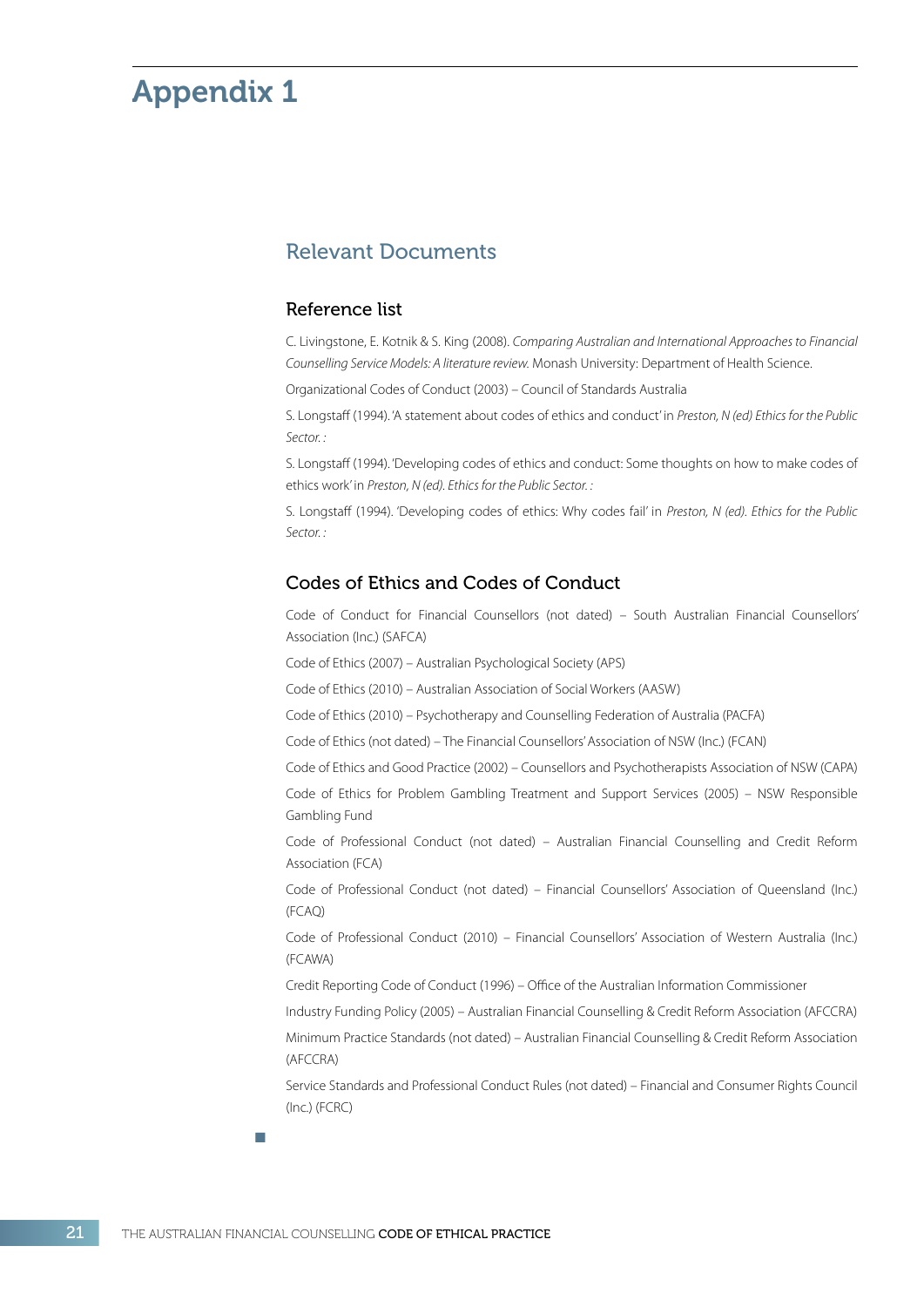# Appendix 1

## Relevant Documents

### Reference list

C. Livingstone, E. Kotnik & S. King (2008). *Comparing Australian and International Approaches to Financial Counselling Service Models: A literature review.* Monash University: Department of Health Science.

Organizational Codes of Conduct (2003) – Council of Standards Australia

S. Longstaff (1994). 'A statement about codes of ethics and conduct' in *Preston, N (ed) Ethics for the Public Sector. :*

S. Longstaff (1994). 'Developing codes of ethics and conduct: Some thoughts on how to make codes of ethics work' in *Preston, N (ed). Ethics for the Public Sector. :*

S. Longstaff (1994). 'Developing codes of ethics: Why codes fail' in *Preston, N (ed). Ethics for the Public Sector. :*

### Codes of Ethics and Codes of Conduct

Code of Conduct for Financial Counsellors (not dated) – South Australian Financial Counsellors' Association (Inc.) (SAFCA)

Code of Ethics (2007) – Australian Psychological Society (APS)

Code of Ethics (2010) – Australian Association of Social Workers (AASW)

Code of Ethics (2010) – Psychotherapy and Counselling Federation of Australia (PACFA)

Code of Ethics (not dated) – The Financial Counsellors' Association of NSW (Inc.) (FCAN)

Code of Ethics and Good Practice (2002) – Counsellors and Psychotherapists Association of NSW (CAPA)

Code of Ethics for Problem Gambling Treatment and Support Services (2005) – NSW Responsible Gambling Fund

Code of Professional Conduct (not dated) – Australian Financial Counselling and Credit Reform Association (FCA)

Code of Professional Conduct (not dated) – Financial Counsellors' Association of Queensland (Inc.) (FCAQ)

Code of Professional Conduct (2010) – Financial Counsellors' Association of Western Australia (Inc.) (FCAWA)

Credit Reporting Code of Conduct (1996) – Office of the Australian Information Commissioner

Industry Funding Policy (2005) – Australian Financial Counselling & Credit Reform Association (AFCCRA)

Minimum Practice Standards (not dated) – Australian Financial Counselling & Credit Reform Association (AFCCRA)

Service Standards and Professional Conduct Rules (not dated) – Financial and Consumer Rights Council (Inc.) (FCRC)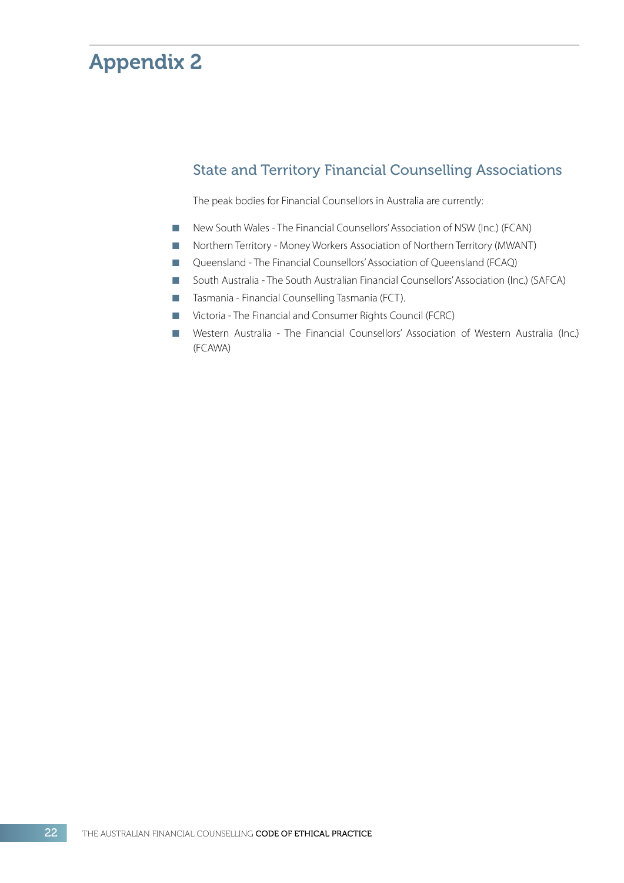# Appendix 2

## State and Territory Financial Counselling Associations

The peak bodies for Financial Counsellors in Australia are currently:

- New South Wales - The Financial Counsellors' Association of NSW (Inc.) (FCAN)
- Northern Territory - Money Workers Association of Northern Territory (MWANT)
- Queensland - The Financial Counsellors' Association of Queensland (FCAQ)
- South Australia - The South Australian Financial Counsellors' Association (Inc.) (SAFCA)
- Tasmania - Financial Counselling Tasmania (FCT).
- Victoria - The Financial and Consumer Rights Council (FCRC)
- Western Australia - The Financial Counsellors' Association of Western Australia (Inc.) (FCAWA)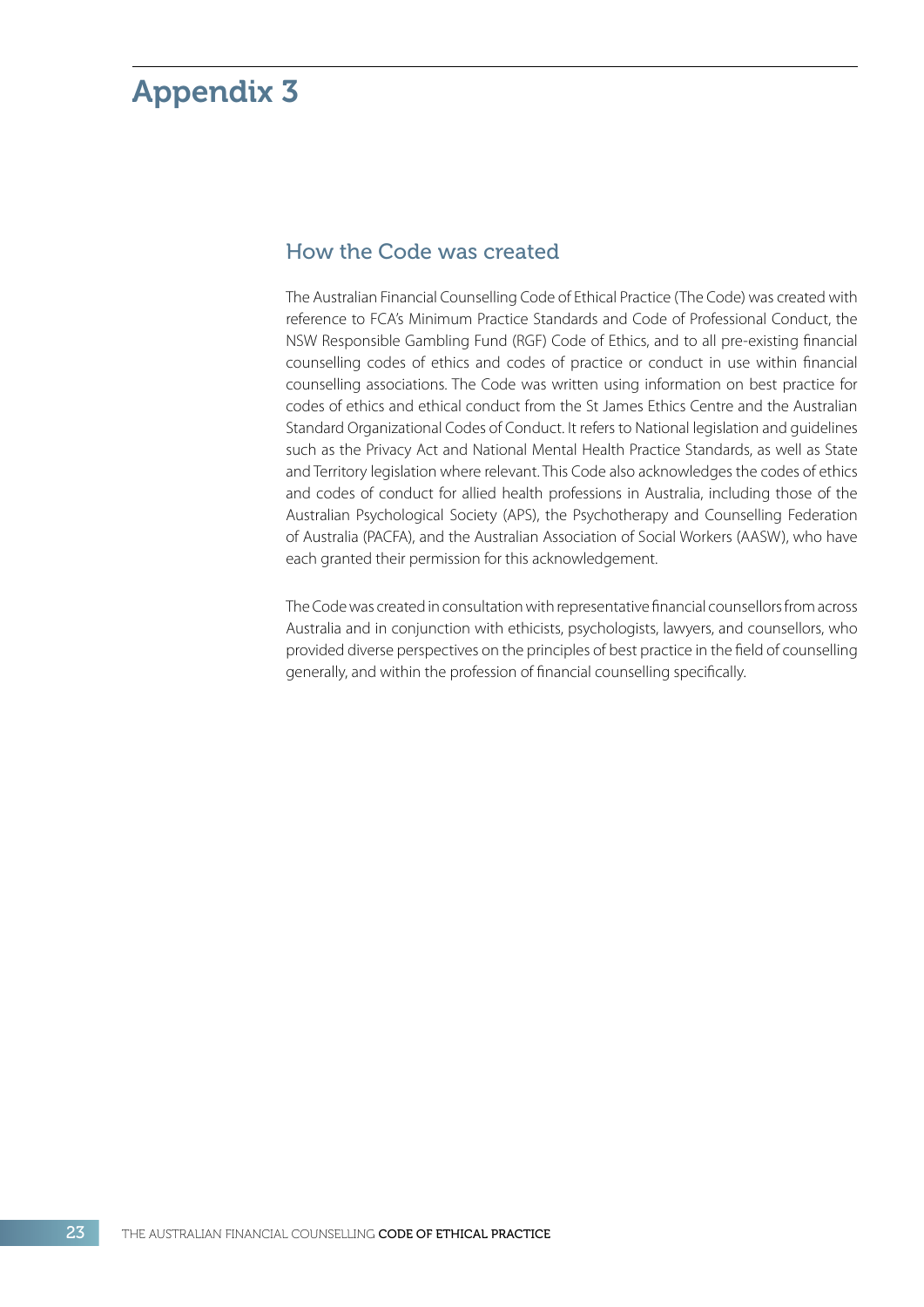# Appendix 3

## How the Code was created

The Australian Financial Counselling Code of Ethical Practice (The Code) was created with reference to FCA's Minimum Practice Standards and Code of Professional Conduct, the NSW Responsible Gambling Fund (RGF) Code of Ethics, and to all pre-existing financial counselling codes of ethics and codes of practice or conduct in use within financial counselling associations. The Code was written using information on best practice for codes of ethics and ethical conduct from the St James Ethics Centre and the Australian Standard Organizational Codes of Conduct. It refers to National legislation and guidelines such as the Privacy Act and National Mental Health Practice Standards, as well as State and Territory legislation where relevant. This Code also acknowledges the codes of ethics and codes of conduct for allied health professions in Australia, including those of the Australian Psychological Society (APS), the Psychotherapy and Counselling Federation of Australia (PACFA), and the Australian Association of Social Workers (AASW), who have each granted their permission for this acknowledgement.

The Code was created in consultation with representative financial counsellors from across Australia and in conjunction with ethicists, psychologists, lawyers, and counsellors, who provided diverse perspectives on the principles of best practice in the field of counselling generally, and within the profession of financial counselling specifically.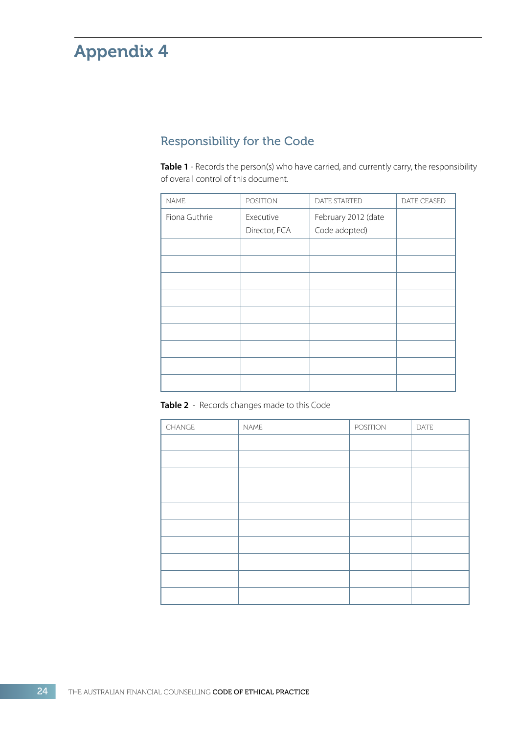# Appendix 4

## Responsibility for the Code

**Table 1** - Records the person(s) who have carried, and currently carry, the responsibility of overall control of this document.

| NAME | POSITION | DATE STARTED | DATE CEASED |
|---|---|---|---|
| Fiona Guthrie | Executive Director, FCA | February 2012 (date Code adopted) | |
| | | | |
| | | | |
| | | | |
| | | | |
| | | | |
| | | | |
| | | | |
| | | | |
| | | | |

**Table 2** - Records changes made to this Code

| CHANGE | NAME | POSITION | DATE |
|---|---|---|---|
| | | | |
| | | | |
| | | | |
| | | | |
| | | | |
| | | | |
| | | | |
| | | | |
| | | | |
| | | | |